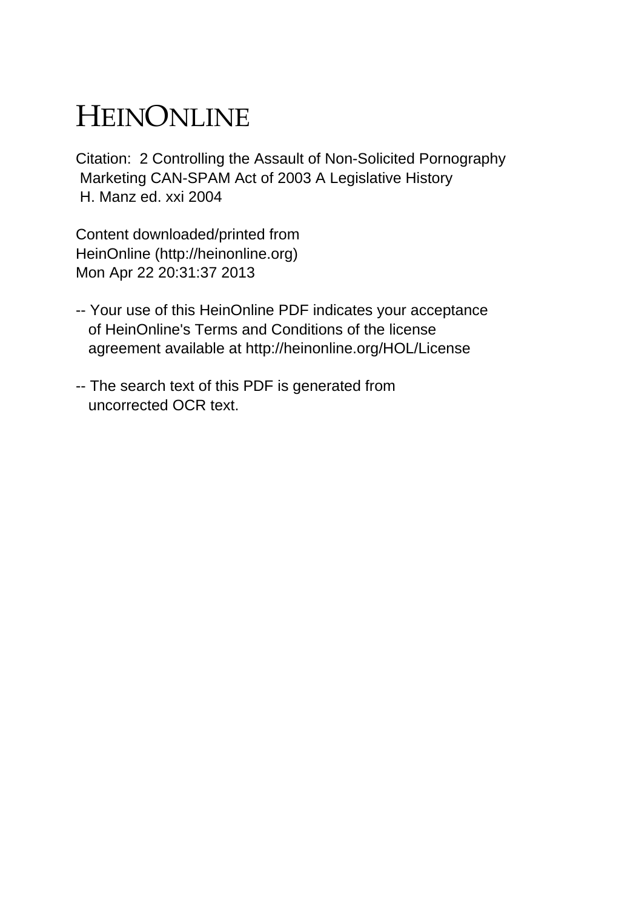# HEINONLINE

Citation: 2 Controlling the Assault of Non-Solicited Pornography Marketing CAN-SPAM Act of 2003 A Legislative History H. Manz ed. xxi 2004

Content downloaded/printed from HeinOnline (http://heinonline.org) Mon Apr 22 20:31:37 2013

-- Your use of this HeinOnline PDF indicates your acceptance of HeinOnline's Terms and Conditions of the license agreement available at http://heinonline.org/HOL/License

-- The search text of this PDF is generated from uncorrected OCR text.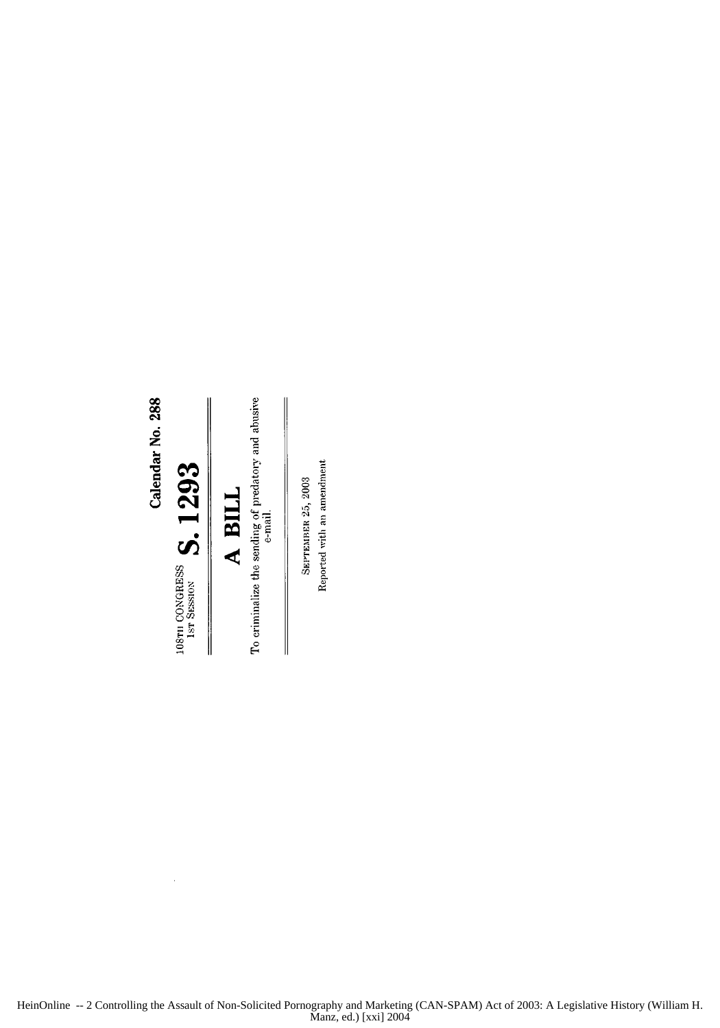Calendar No. 288

108TH CONGRESS
1ST SESSION

# S. 1293

# A BILL

To criminalize the sending of predatory and abusive e-mail.

SEPTEMBER 25, 2003

Reported with an amendment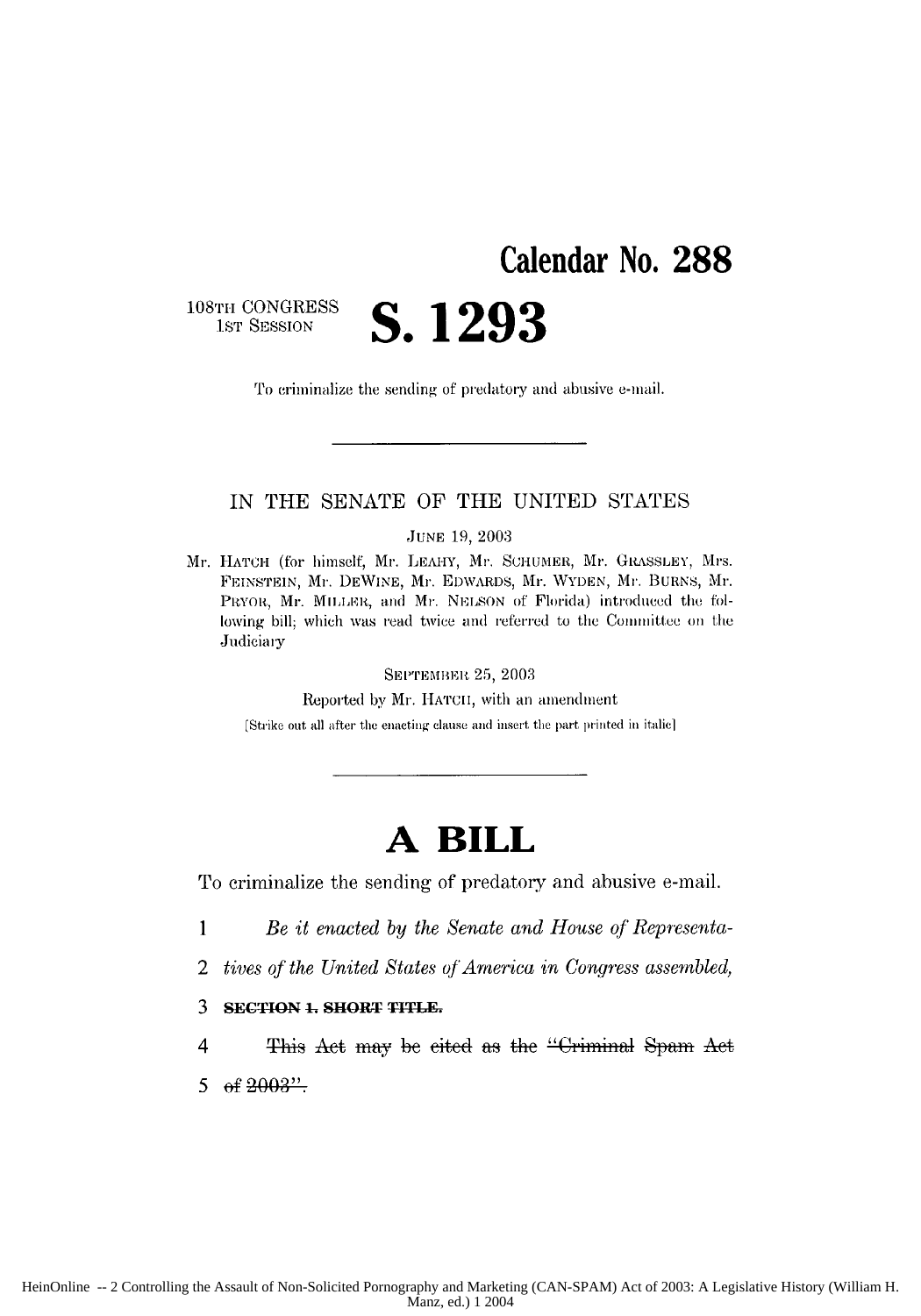**Calendar No. 288**

108TH CONGRESS
1ST SESSION

# S. 1293

To criminalize the sending of predatory and abusive e-mail.

---

IN THE SENATE OF THE UNITED STATES

JUNE 19, 2003

Mr. HATCH (for himself, Mr. LEAHY, Mr. SCHUMER, Mr. GRASSLEY, Mrs. FEINSTEIN, Mr. DEWINE, Mr. EDWARDS, Mr. WYDEN, Mr. BURNS, Mr. PRYOR, Mr. MILLER, and Mr. NELSON of Florida) introduced the following bill; which was read twice and referred to the Committee on the Judiciary

SEPTEMBER 25, 2003

Reported by Mr. HATCH, with an amendment

[Strike out all after the enacting clause and insert the part printed in italic]

---

# A BILL

To criminalize the sending of predatory and abusive e-mail.

1 *Be it enacted by the Senate and House of Representa-*

2 *tives of the United States of America in Congress assembled,*

3 ~~**SECTION 1. SHORT TITLE.**~~

4 ~~This Act may be cited as the "Criminal Spam Act~~

5 ~~of 2003".~~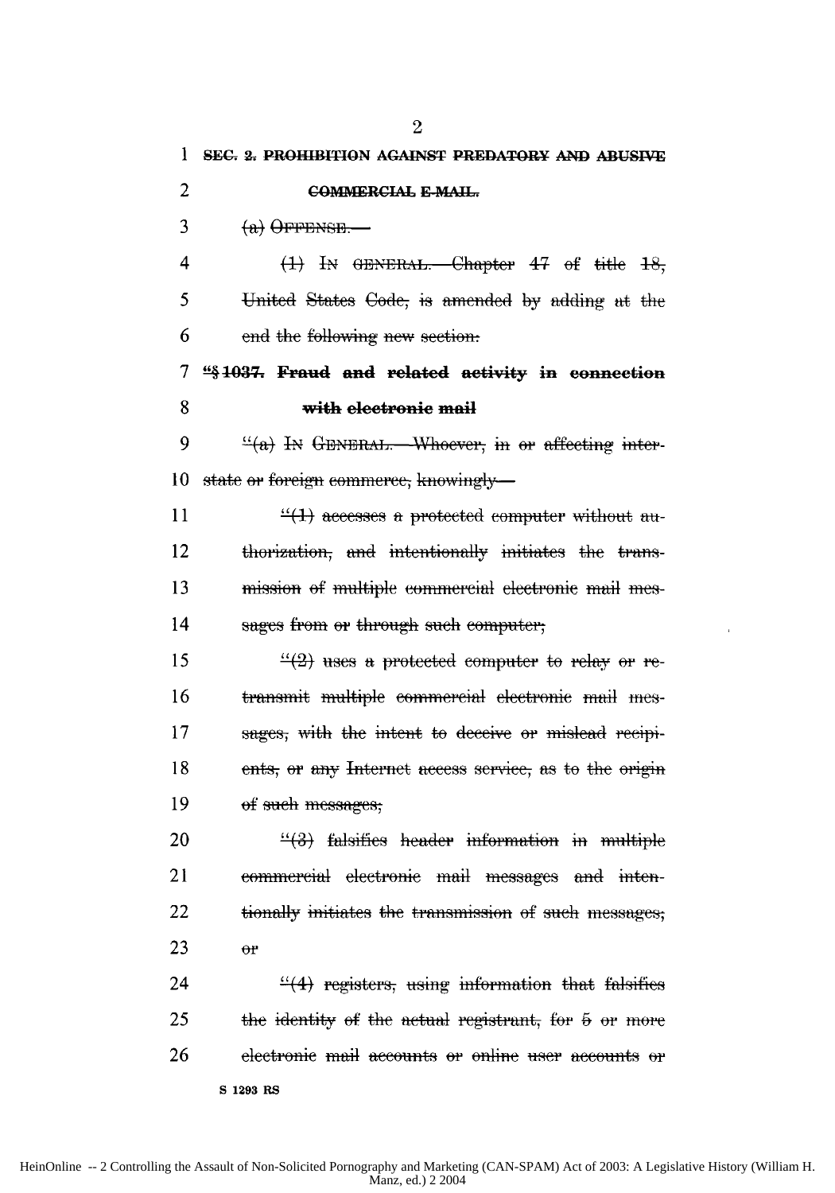**SEC. 2. PROHIBITION AGAINST PREDATORY AND ABUSIVE COMMERCIAL E-MAIL.**

(a) OFFENSE.—

(1) IN GENERAL.—Chapter 47 of title 18, United States Code, is amended by adding at the end the following new section:

**"§ 1037. Fraud and related activity in connection with electronic mail**

"(a) IN GENERAL.—Whoever, in or affecting interstate or foreign commerce, knowingly—

"(1) accesses a protected computer without authorization, and intentionally initiates the transmission of multiple commercial electronic mail messages from or through such computer;

"(2) uses a protected computer to relay or retransmit multiple commercial electronic mail messages, with the intent to deceive or mislead recipients, or any Internet access service, as to the origin of such messages;

"(3) falsifies header information in multiple commercial electronic mail messages and intentionally initiates the transmission of such messages; or

"(4) registers, using information that falsifies the identity of the actual registrant, for 5 or more electronic mail accounts or online user accounts or

S 1293 RS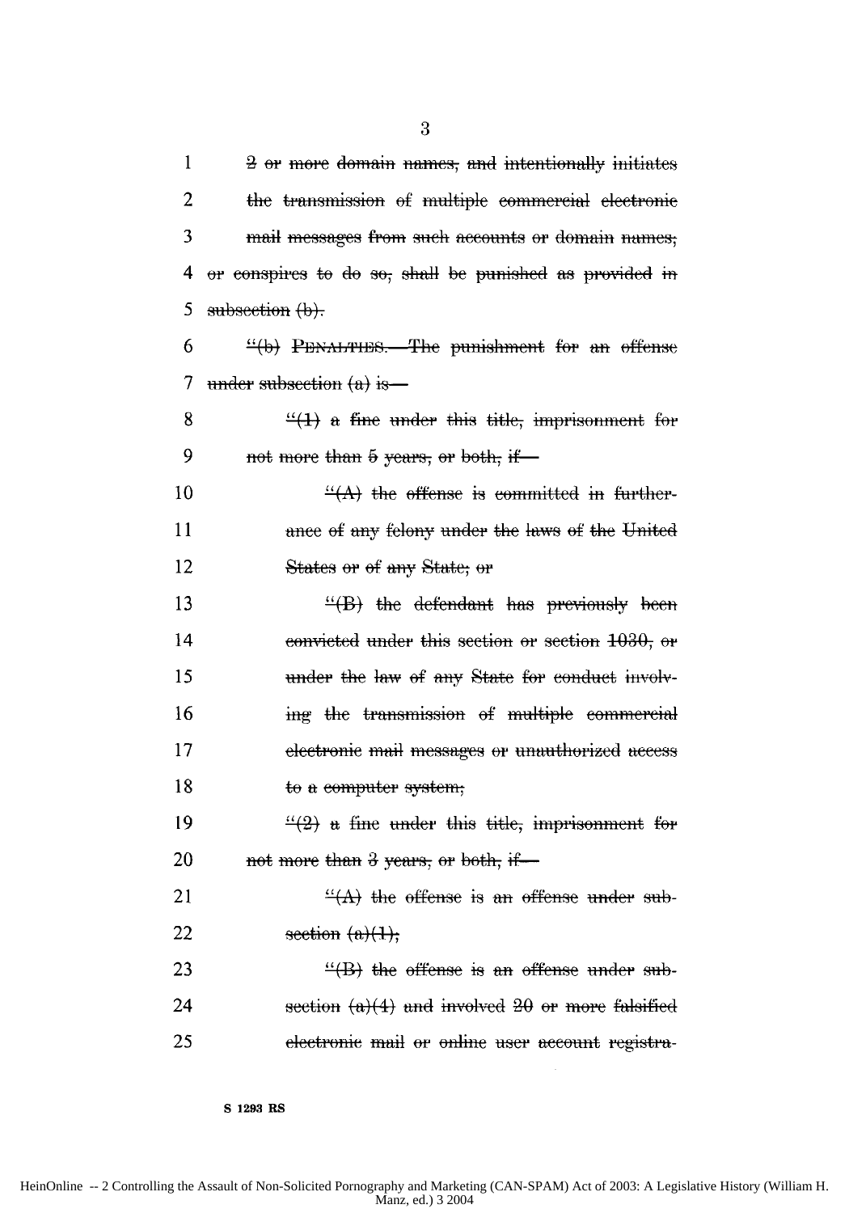2 or more domain names, and intentionally initiates the transmission of multiple commercial electronic mail messages from such accounts or domain names; or conspires to do so, shall be punished as provided in subsection (b).

"(b) PENALTIES.—The punishment for an offense under subsection (a) is—

"(1) a fine under this title, imprisonment for not more than 5 years, or both, if—

"(A) the offense is committed in furtherance of any felony under the laws of the United States or of any State; or

"(B) the defendant has previously been convicted under this section or section 1030, or under the law of any State for conduct involving the transmission of multiple commercial electronic mail messages or unauthorized access to a computer system;

"(2) a fine under this title, imprisonment for not more than 3 years, or both, if—

"(A) the offense is an offense under subsection (a)(1);

"(B) the offense is an offense under subsection (a)(4) and involved 20 or more falsified electronic mail or online user account registra-

S 1293 RS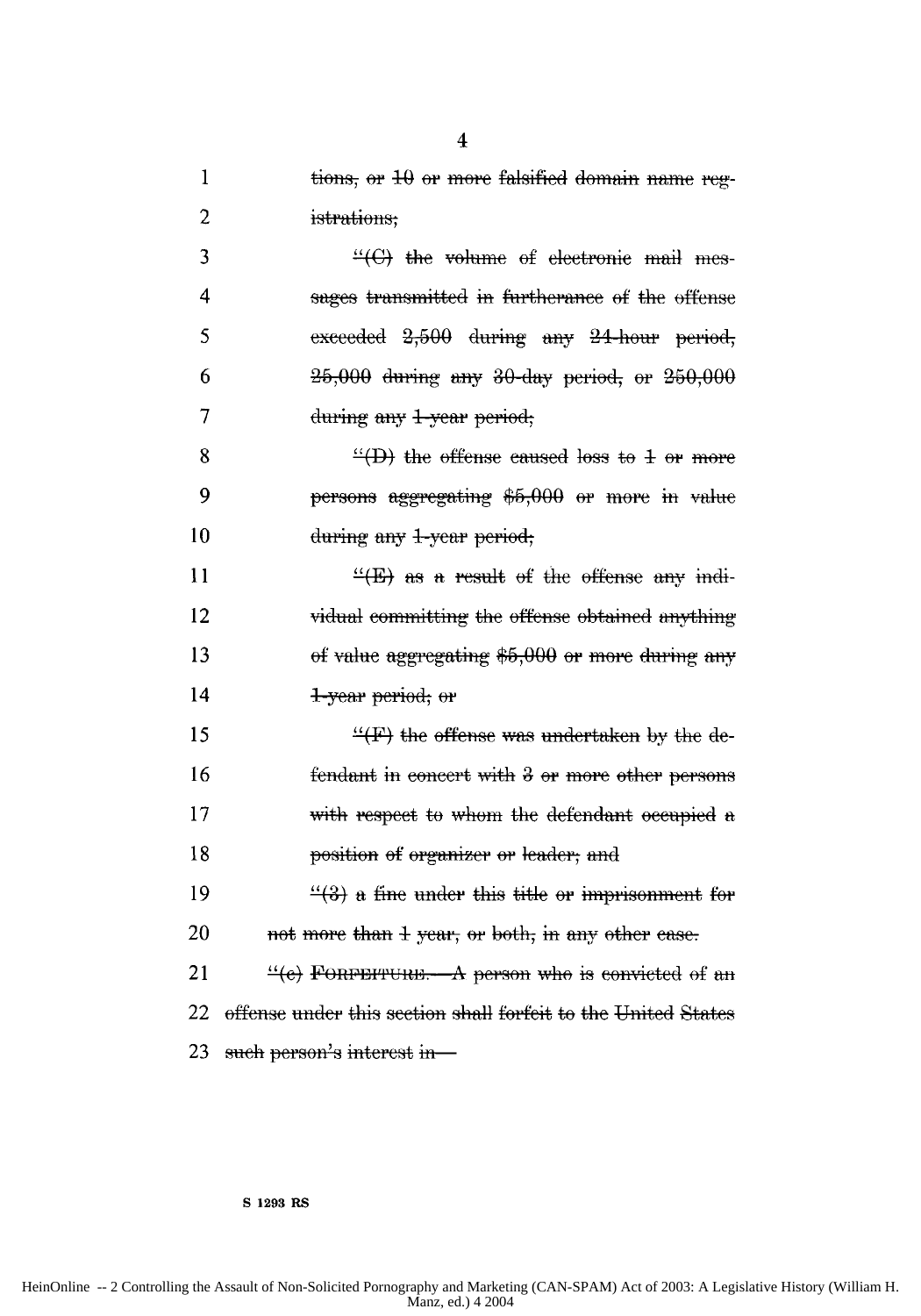tions, or 10 or more falsified domain name registrations;

"(C) the volume of electronic mail messages transmitted in furtherance of the offense exceeded 2,500 during any 24-hour period, 25,000 during any 30-day period, or 250,000 during any 1-year period;

"(D) the offense caused loss to 1 or more persons aggregating $5,000 or more in value during any 1-year period;

"(E) as a result of the offense any individual committing the offense obtained anything of value aggregating $5,000 or more during any 1-year period; or

"(F) the offense was undertaken by the defendant in concert with 3 or more other persons with respect to whom the defendant occupied a position of organizer or leader; and

"(3) a fine under this title or imprisonment for not more than 1 year, or both, in any other case.

"(c) FORFEITURE.—A person who is convicted of an offense under this section shall forfeit to the United States such person's interest in—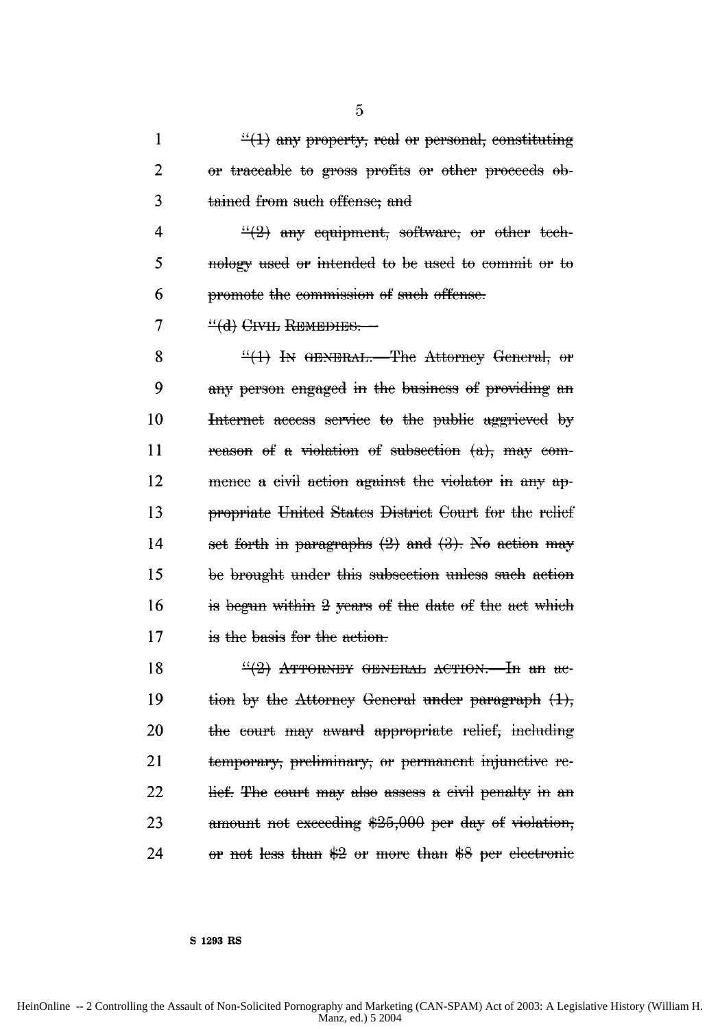"(1) any property, real or personal, constituting or traceable to gross profits or other proceeds obtained from such offense; and

"(2) any equipment, software, or other technology used or intended to be used to commit or to promote the commission of such offense.

"(d) CIVIL REMEDIES.—

"(1) IN GENERAL.—The Attorney General, or any person engaged in the business of providing an Internet access service to the public aggrieved by reason of a violation of subsection (a), may commence a civil action against the violator in any appropriate United States District Court for the relief set forth in paragraphs (2) and (3). No action may be brought under this subsection unless such action is begun within 2 years of the date of the act which is the basis for the action.

"(2) ATTORNEY GENERAL ACTION.—In an action by the Attorney General under paragraph (1), the court may award appropriate relief, including temporary, preliminary, or permanent injunctive relief. The court may also assess a civil penalty in an amount not exceeding $25,000 per day of violation, or not less than $2 or more than $8 per electronic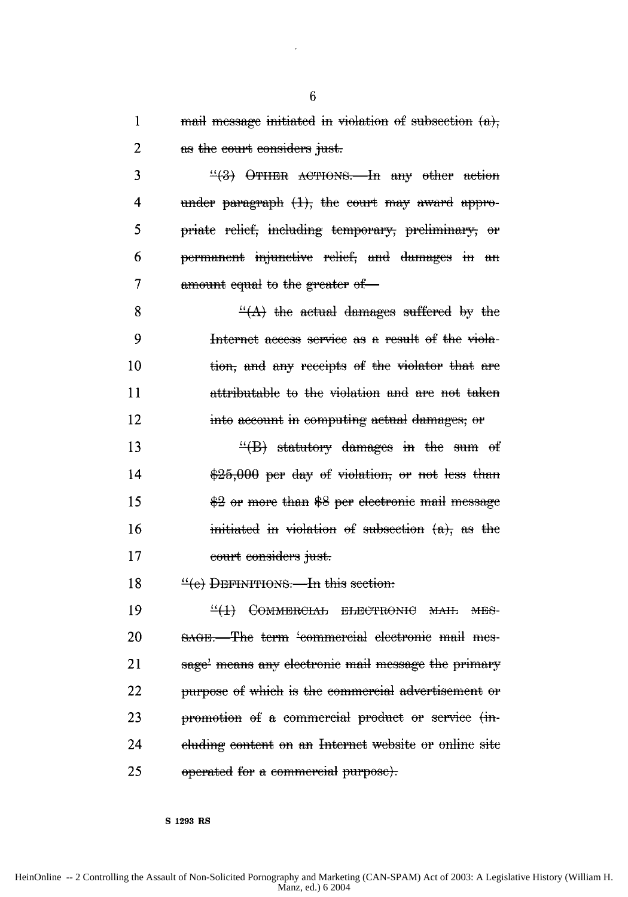mail message initiated in violation of subsection (a), as the court considers just.

"(3) OTHER ACTIONS.—In any other action under paragraph (1), the court may award appropriate relief, including temporary, preliminary, or permanent injunctive relief, and damages in an amount equal to the greater of—

"(A) the actual damages suffered by the Internet access service as a result of the violation, and any receipts of the violator that are attributable to the violation and are not taken into account in computing actual damages; or

"(B) statutory damages in the sum of $25,000 per day of violation, or not less than $2 or more than $8 per electronic mail message initiated in violation of subsection (a), as the court considers just.

"(c) DEFINITIONS.—In this section:

"(1) COMMERCIAL ELECTRONIC MAIL MESSAGE.—The term 'commercial electronic mail message' means any electronic mail message the primary purpose of which is the commercial advertisement or promotion of a commercial product or service (including content on an Internet website or online site operated for a commercial purpose).

S 1293 RS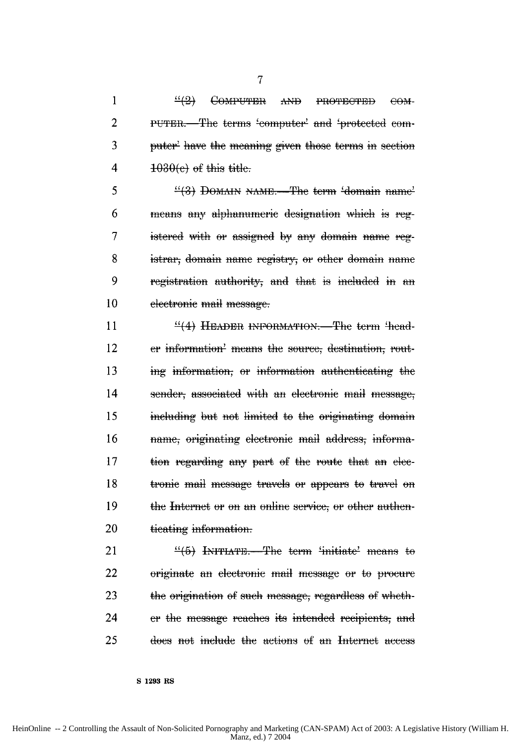"(2) COMPUTER AND PROTECTED COMPUTER.—The terms 'computer' and 'protected computer' have the meaning given those terms in section 1030(e) of this title.

"(3) DOMAIN NAME.—The term 'domain name' means any alphanumeric designation which is registered with or assigned by any domain name registrar, domain name registry, or other domain name registration authority, and that is included in an electronic mail message.

"(4) HEADER INFORMATION.—The term 'header information' means the source, destination, routing information, or information authenticating the sender, associated with an electronic mail message, including but not limited to the originating domain name, originating electronic mail address, information regarding any part of the route that an electronic mail message travels or appears to travel on the Internet or on an online service, or other authenticating information.

"(5) INITIATE.—The term 'initiate' means to originate an electronic mail message or to procure the origination of such message, regardless of whether the message reaches its intended recipients, and does not include the actions of an Internet access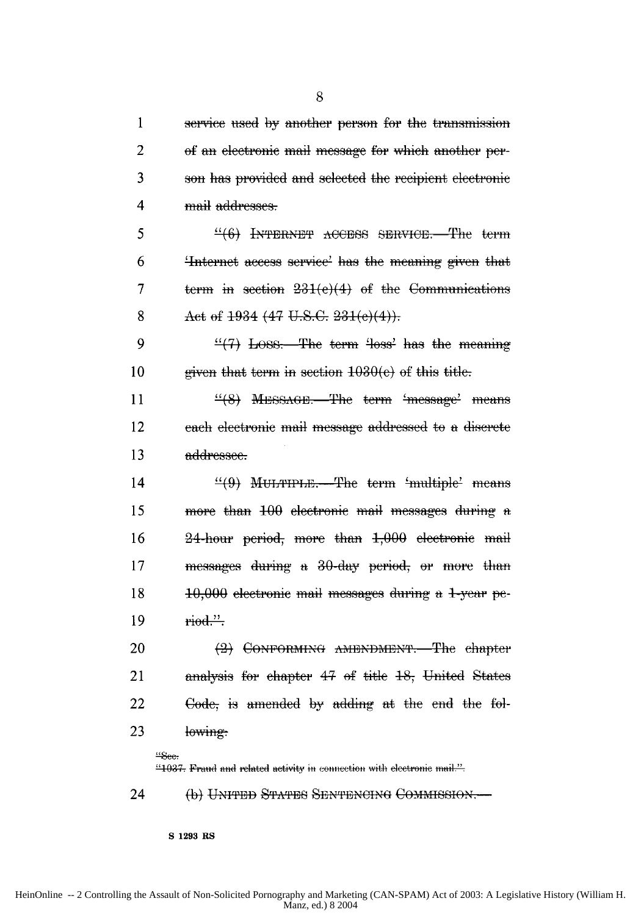service used by another person for the transmission of an electronic mail message for which another person has provided and selected the recipient electronic mail addresses.

"(6) INTERNET ACCESS SERVICE.—The term 'Internet access service' has the meaning given that term in section 231(e)(4) of the Communications Act of 1934 (47 U.S.C. 231(e)(4)).

"(7) LOSS.—The term 'loss' has the meaning given that term in section 1030(e) of this title.

"(8) MESSAGE.—The term 'message' means each electronic mail message addressed to a discrete addressee.

"(9) MULTIPLE.—The term 'multiple' means more than 100 electronic mail messages during a 24-hour period, more than 1,000 electronic mail messages during a 30-day period, or more than 10,000 electronic mail messages during a 1-year period.".

(2) CONFORMING AMENDMENT.—The chapter analysis for chapter 47 of title 18, United States Code, is amended by adding at the end the following:

"Sec.
"1037. Fraud and related activity in connection with electronic mail.".

(b) UNITED STATES SENTENCING COMMISSION.—

S 1293 RS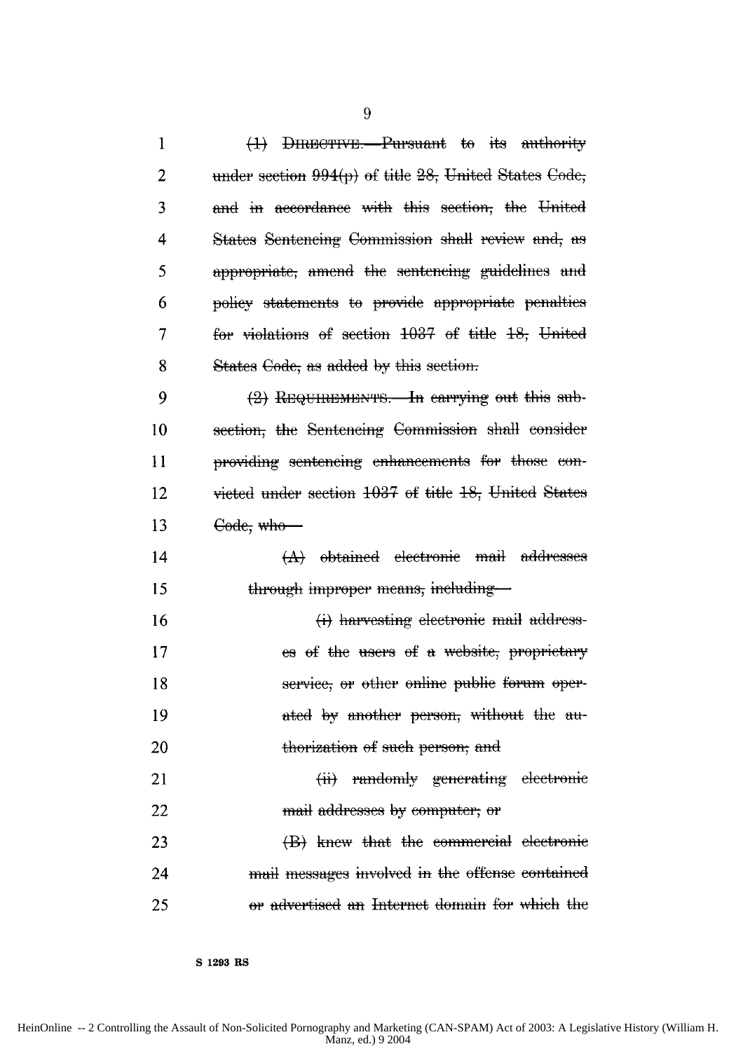(1) DIRECTIVE.—Pursuant to its authority under section 994(p) of title 28, United States Code, and in accordance with this section, the United States Sentencing Commission shall review and, as appropriate, amend the sentencing guidelines and policy statements to provide appropriate penalties for violations of section 1037 of title 18, United States Code, as added by this section.

(2) REQUIREMENTS.—In carrying out this subsection, the Sentencing Commission shall consider providing sentencing enhancements for those convicted under section 1037 of title 18, United States Code, who—

(A) obtained electronic mail addresses through improper means, including—

(i) harvesting electronic mail addresses of the users of a website, proprietary service, or other online public forum operated by another person, without the authorization of such person; and

(ii) randomly generating electronic mail addresses by computer; or

(B) knew that the commercial electronic mail messages involved in the offense contained or advertised an Internet domain for which the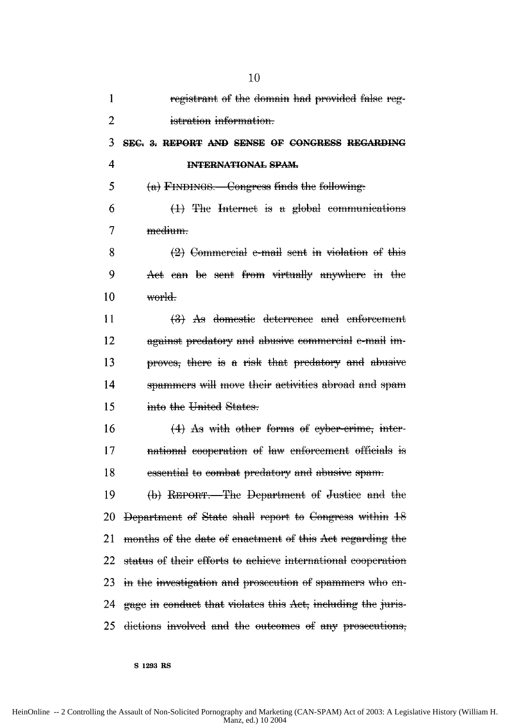registrant of the domain had provided false registration information.

**SEC. 3. REPORT AND SENSE OF CONGRESS REGARDING INTERNATIONAL SPAM.**

(a) FINDINGS.—Congress finds the following:

(1) The Internet is a global communications medium.

(2) Commercial e-mail sent in violation of this Act can be sent from virtually anywhere in the world.

(3) As domestic deterrence and enforcement against predatory and abusive commercial e-mail improves, there is a risk that predatory and abusive spammers will move their activities abroad and spam into the United States.

(4) As with other forms of cyber-crime, international cooperation of law enforcement officials is essential to combat predatory and abusive spam.

(b) REPORT.—The Department of Justice and the Department of State shall report to Congress within 18 months of the date of enactment of this Act regarding the status of their efforts to achieve international cooperation in the investigation and prosecution of spammers who engage in conduct that violates this Act, including the jurisdictions involved and the outcomes of any prosecutions,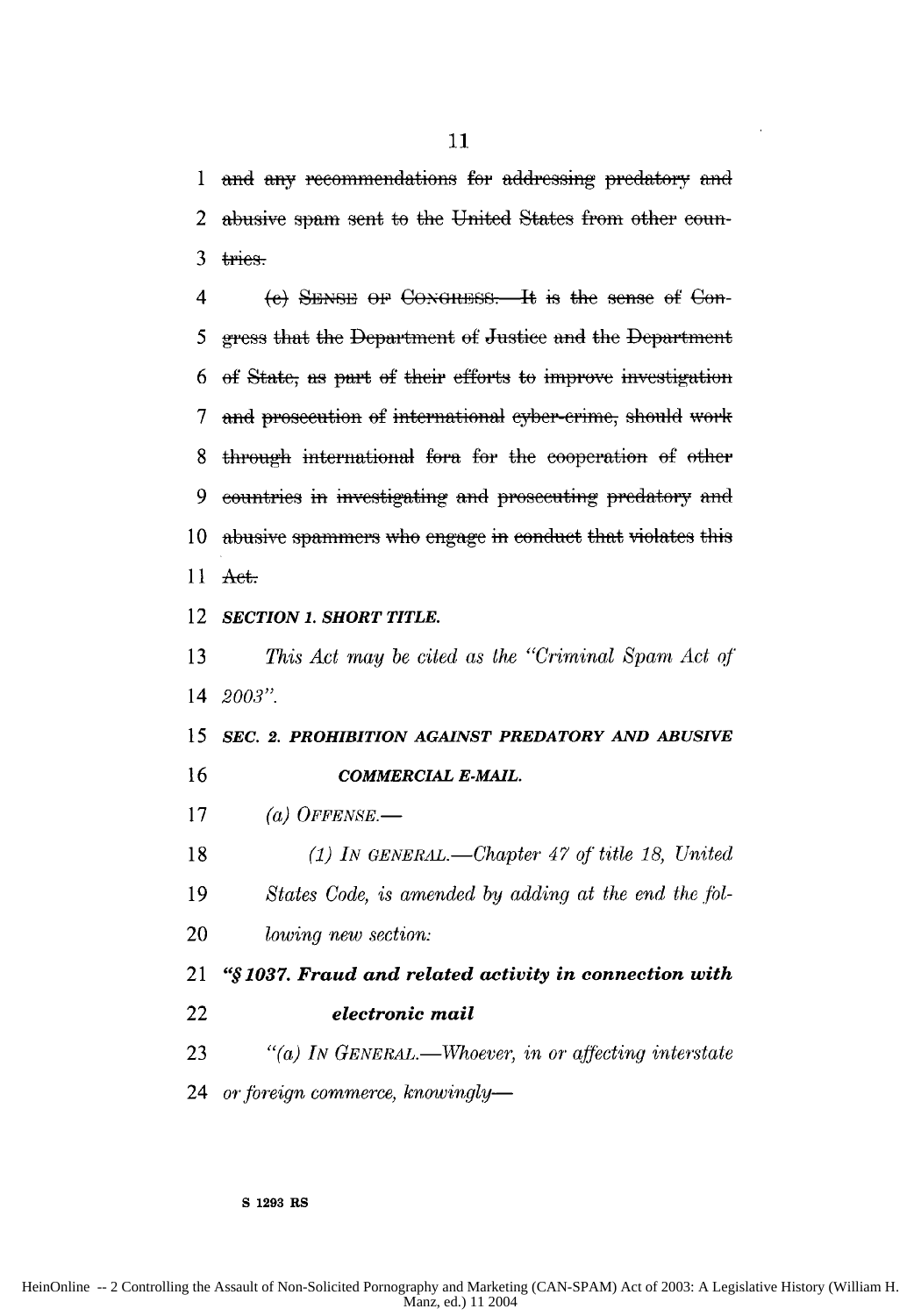~~and any recommendations for addressing predatory and abusive spam sent to the United States from other countries.~~

~~(c) SENSE OF CONGRESS.—It is the sense of Congress that the Department of Justice and the Department of State, as part of their efforts to improve investigation and prosecution of international cyber-crime, should work through international fora for the cooperation of other countries in investigating and prosecuting predatory and abusive spammers who engage in conduct that violates this Act.~~

***SECTION 1. SHORT TITLE.***

*This Act may be cited as the "Criminal Spam Act of 2003".*

***SEC. 2. PROHIBITION AGAINST PREDATORY AND ABUSIVE COMMERCIAL E-MAIL.***

*(a) OFFENSE.—*

*(1) IN GENERAL.—Chapter 47 of title 18, United States Code, is amended by adding at the end the following new section:*

***"§ 1037. Fraud and related activity in connection with electronic mail***

*"(a) IN GENERAL.—Whoever, in or affecting interstate or foreign commerce, knowingly—*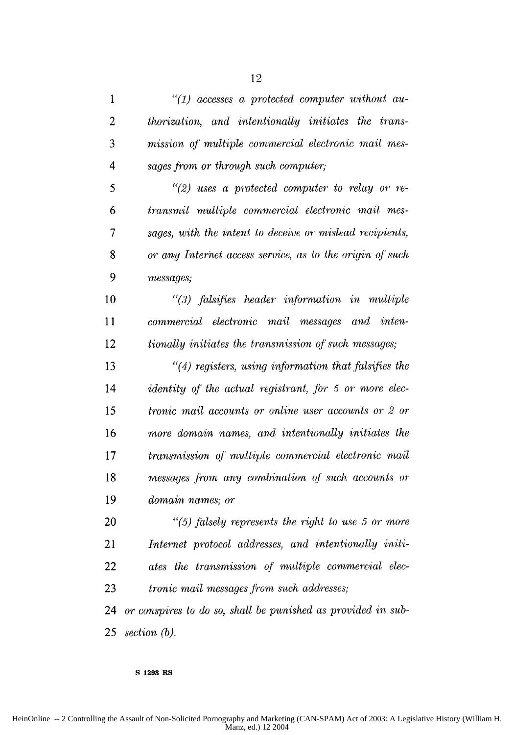*"(1) accesses a protected computer without authorization, and intentionally initiates the transmission of multiple commercial electronic mail messages from or through such computer;*

*"(2) uses a protected computer to relay or retransmit multiple commercial electronic mail messages, with the intent to deceive or mislead recipients, or any Internet access service, as to the origin of such messages;*

*"(3) falsifies header information in multiple commercial electronic mail messages and intentionally initiates the transmission of such messages;*

*"(4) registers, using information that falsifies the identity of the actual registrant, for 5 or more electronic mail accounts or online user accounts or 2 or more domain names, and intentionally initiates the transmission of multiple commercial electronic mail messages from any combination of such accounts or domain names; or*

*"(5) falsely represents the right to use 5 or more Internet protocol addresses, and intentionally initiates the transmission of multiple commercial electronic mail messages from such addresses;*

*or conspires to do so, shall be punished as provided in subsection (b).*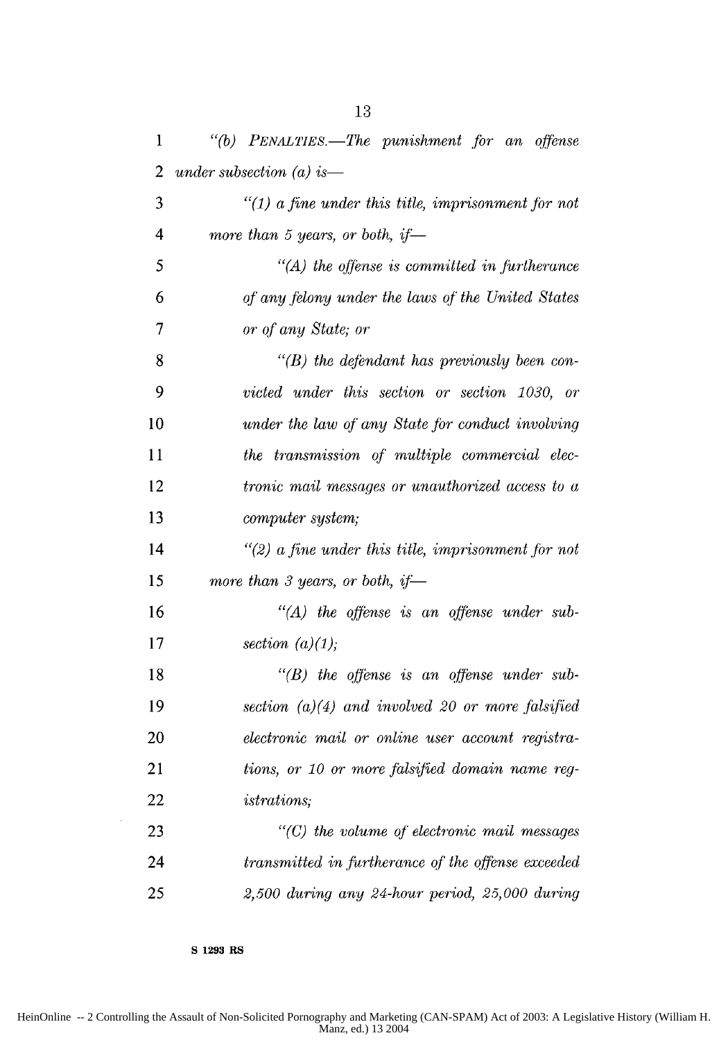*"(b) PENALTIES.—The punishment for an offense under subsection (a) is—*

*"(1) a fine under this title, imprisonment for not more than 5 years, or both, if—*

*"(A) the offense is committed in furtherance of any felony under the laws of the United States or of any State; or*

*"(B) the defendant has previously been convicted under this section or section 1030, or under the law of any State for conduct involving the transmission of multiple commercial electronic mail messages or unauthorized access to a computer system;*

*"(2) a fine under this title, imprisonment for not more than 3 years, or both, if—*

*"(A) the offense is an offense under subsection (a)(1);*

*"(B) the offense is an offense under subsection (a)(4) and involved 20 or more falsified electronic mail or online user account registrations, or 10 or more falsified domain name registrations;*

*"(C) the volume of electronic mail messages transmitted in furtherance of the offense exceeded 2,500 during any 24-hour period, 25,000 during*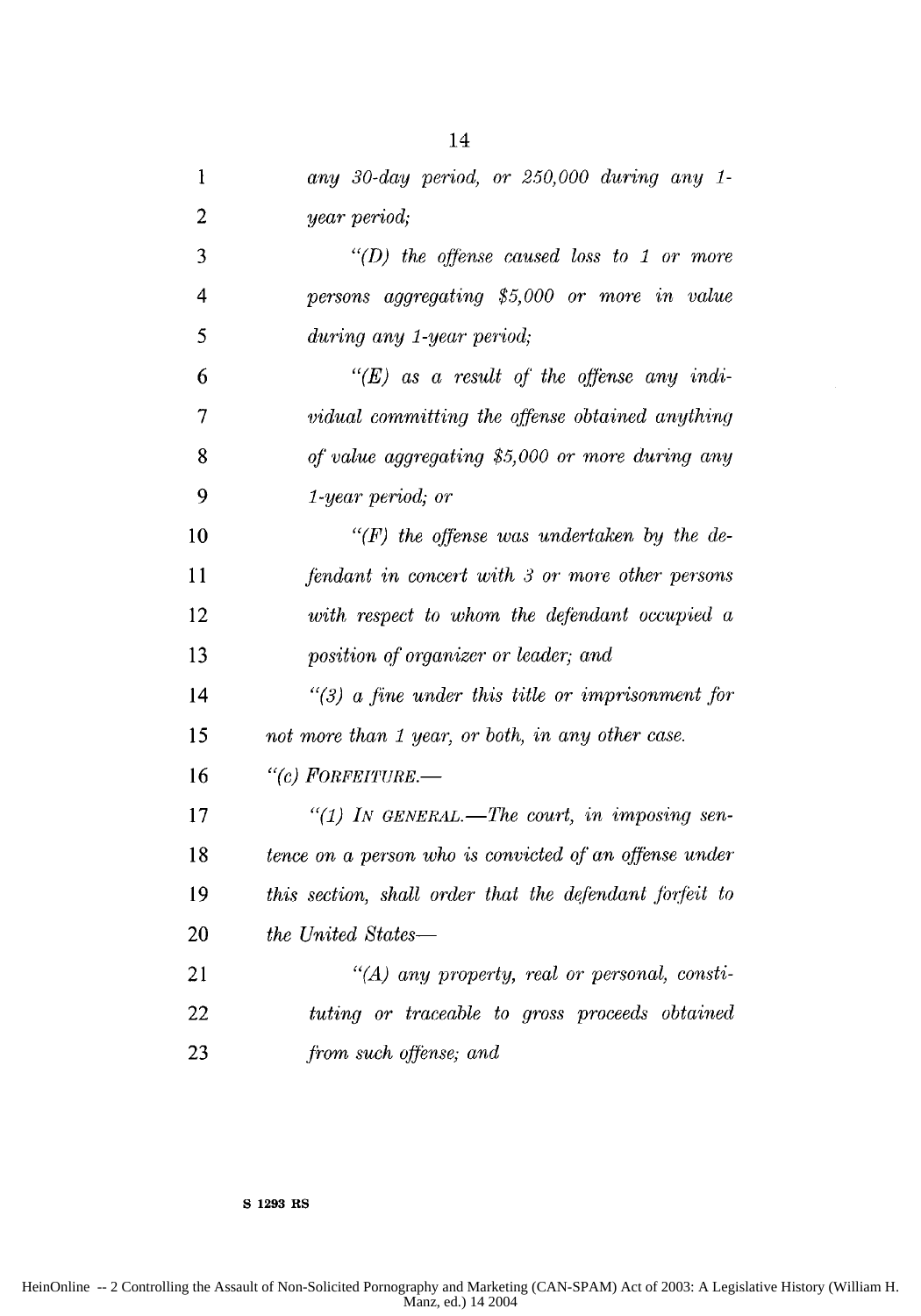*any 30-day period, or 250,000 during any 1-year period;*

*"(D) the offense caused loss to 1 or more persons aggregating $5,000 or more in value during any 1-year period;*

*"(E) as a result of the offense any individual committing the offense obtained anything of value aggregating $5,000 or more during any 1-year period; or*

*"(F) the offense was undertaken by the defendant in concert with 3 or more other persons with respect to whom the defendant occupied a position of organizer or leader; and*

*"(3) a fine under this title or imprisonment for not more than 1 year, or both, in any other case.*

*"(c) FORFEITURE.—*

*"(1) IN GENERAL.—The court, in imposing sentence on a person who is convicted of an offense under this section, shall order that the defendant forfeit to the United States—*

*"(A) any property, real or personal, constituting or traceable to gross proceeds obtained from such offense; and*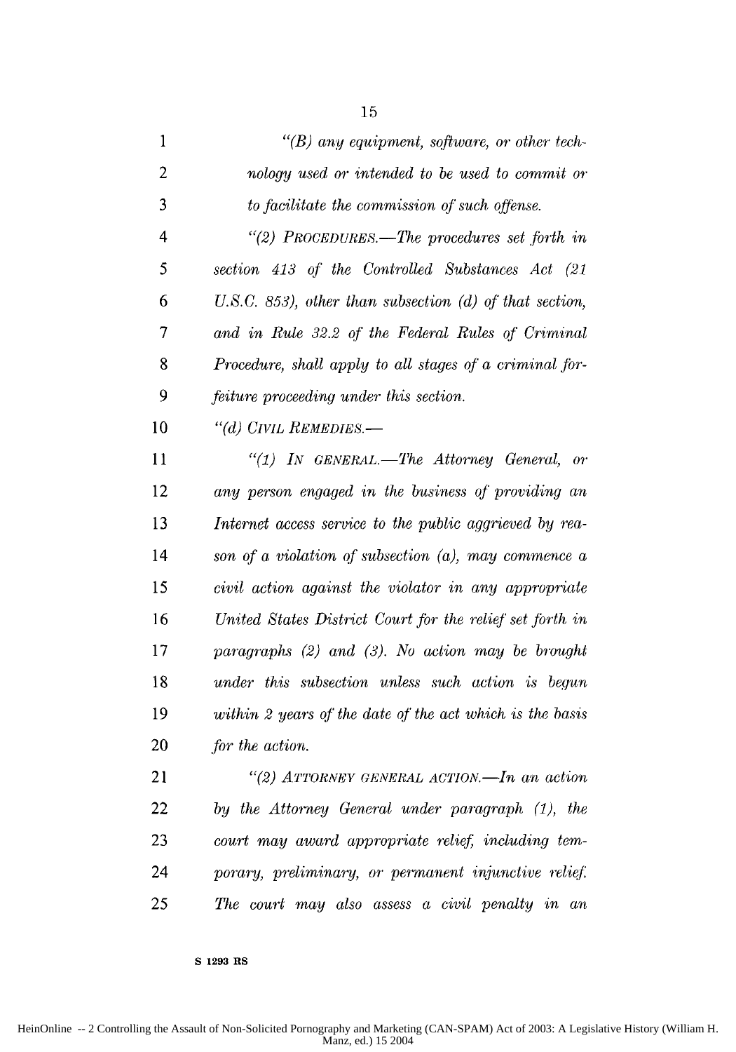*"(B) any equipment, software, or other technology used or intended to be used to commit or to facilitate the commission of such offense.*

*"(2) PROCEDURES.—The procedures set forth in section 413 of the Controlled Substances Act (21 U.S.C. 853), other than subsection (d) of that section, and in Rule 32.2 of the Federal Rules of Criminal Procedure, shall apply to all stages of a criminal forfeiture proceeding under this section.*

*"(d) CIVIL REMEDIES.—*

*"(1) IN GENERAL.—The Attorney General, or any person engaged in the business of providing an Internet access service to the public aggrieved by reason of a violation of subsection (a), may commence a civil action against the violator in any appropriate United States District Court for the relief set forth in paragraphs (2) and (3). No action may be brought under this subsection unless such action is begun within 2 years of the date of the act which is the basis for the action.*

*"(2) ATTORNEY GENERAL ACTION.—In an action by the Attorney General under paragraph (1), the court may award appropriate relief, including temporary, preliminary, or permanent injunctive relief. The court may also assess a civil penalty in an*

**S 1293 RS**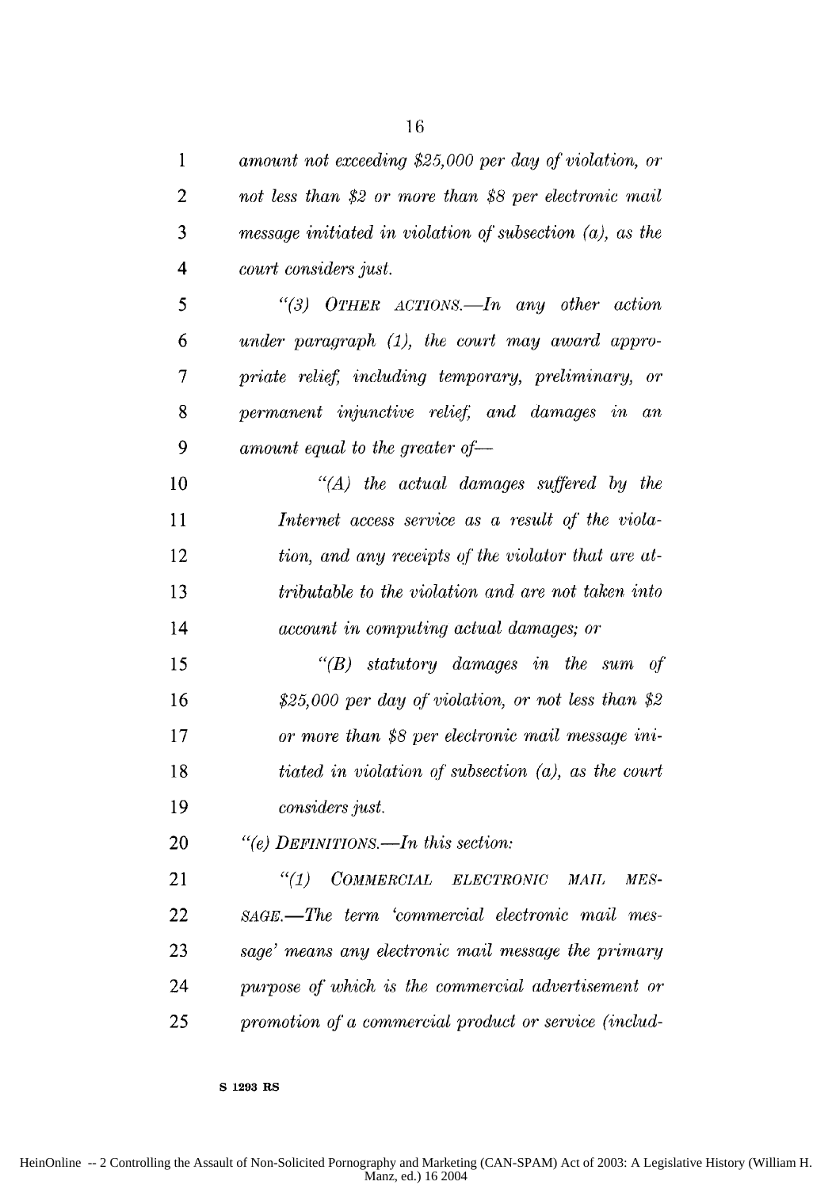*amount not exceeding $25,000 per day of violation, or not less than $2 or more than $8 per electronic mail message initiated in violation of subsection (a), as the court considers just.*

*"(3) OTHER ACTIONS.—In any other action under paragraph (1), the court may award appropriate relief, including temporary, preliminary, or permanent injunctive relief, and damages in an amount equal to the greater of—*

*"(A) the actual damages suffered by the Internet access service as a result of the violation, and any receipts of the violator that are attributable to the violation and are not taken into account in computing actual damages; or*

*"(B) statutory damages in the sum of $25,000 per day of violation, or not less than $2 or more than $8 per electronic mail message initiated in violation of subsection (a), as the court considers just.*

*"(e) DEFINITIONS.—In this section:*

*"(1) COMMERCIAL ELECTRONIC MAIL MESSAGE.—The term 'commercial electronic mail message' means any electronic mail message the primary purpose of which is the commercial advertisement or promotion of a commercial product or service (includ-*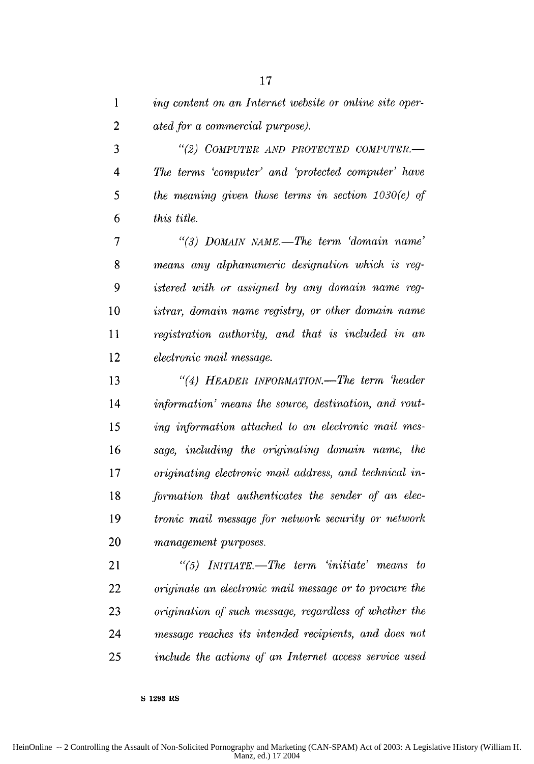*ing content on an Internet website or online site operated for a commercial purpose).*

*"(2) COMPUTER AND PROTECTED COMPUTER.—The terms 'computer' and 'protected computer' have the meaning given those terms in section 1030(e) of this title.*

*"(3) DOMAIN NAME.—The term 'domain name' means any alphanumeric designation which is registered with or assigned by any domain name registrar, domain name registry, or other domain name registration authority, and that is included in an electronic mail message.*

*"(4) HEADER INFORMATION.—The term 'header information' means the source, destination, and routing information attached to an electronic mail message, including the originating domain name, the originating electronic mail address, and technical information that authenticates the sender of an electronic mail message for network security or network management purposes.*

*"(5) INITIATE.—The term 'initiate' means to originate an electronic mail message or to procure the origination of such message, regardless of whether the message reaches its intended recipients, and does not include the actions of an Internet access service used*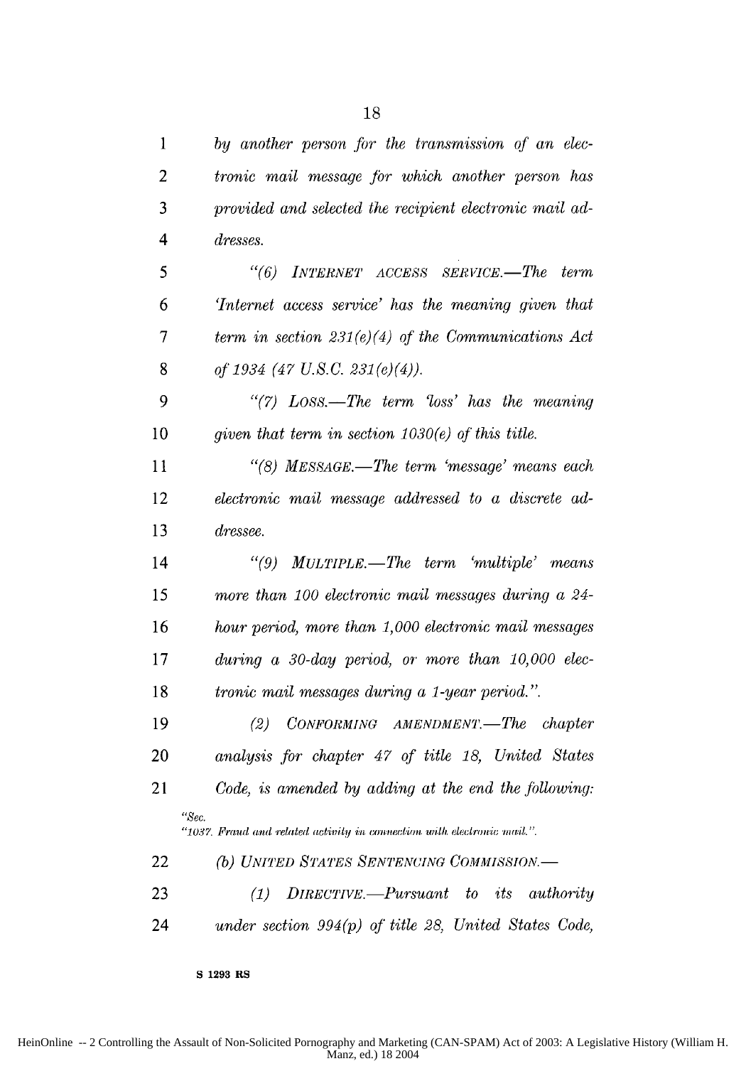*by another person for the transmission of an electronic mail message for which another person has provided and selected the recipient electronic mail addresses.*

*"(6) INTERNET ACCESS SERVICE.—The term 'Internet access service' has the meaning given that term in section 231(e)(4) of the Communications Act of 1934 (47 U.S.C. 231(e)(4)).*

*"(7) LOSS.—The term 'loss' has the meaning given that term in section 1030(e) of this title.*

*"(8) MESSAGE.—The term 'message' means each electronic mail message addressed to a discrete addressee.*

*"(9) MULTIPLE.—The term 'multiple' means more than 100 electronic mail messages during a 24-hour period, more than 1,000 electronic mail messages during a 30-day period, or more than 10,000 electronic mail messages during a 1-year period.".*

*(2) CONFORMING AMENDMENT.—The chapter analysis for chapter 47 of title 18, United States Code, is amended by adding at the end the following:*

*"Sec.*
*"1037. Fraud and related activity in connection with electronic mail.".*

*(b) UNITED STATES SENTENCING COMMISSION.—*

*(1) DIRECTIVE.—Pursuant to its authority under section 994(p) of title 28, United States Code,*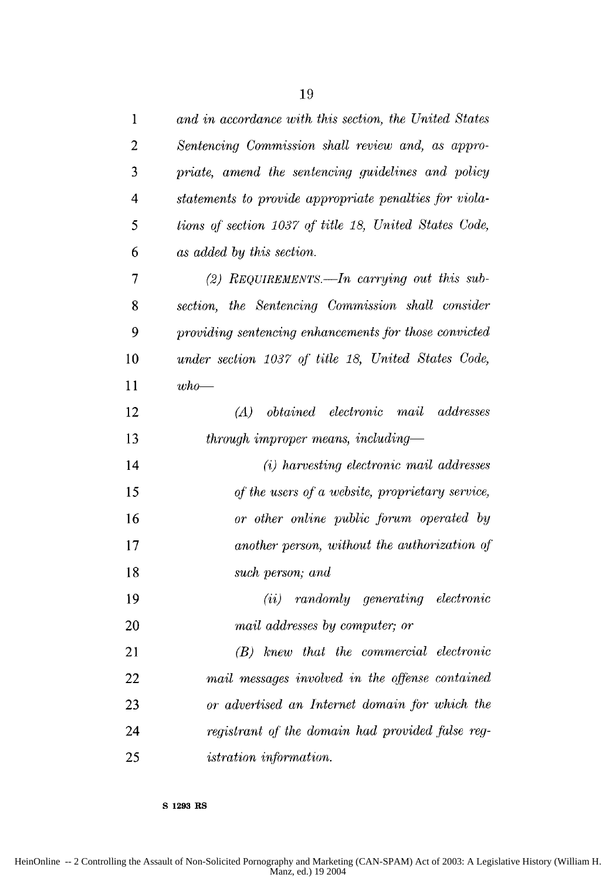*and in accordance with this section, the United States Sentencing Commission shall review and, as appropriate, amend the sentencing guidelines and policy statements to provide appropriate penalties for violations of section 1037 of title 18, United States Code, as added by this section.*

*(2) REQUIREMENTS.—In carrying out this subsection, the Sentencing Commission shall consider providing sentencing enhancements for those convicted under section 1037 of title 18, United States Code, who—*

*(A) obtained electronic mail addresses through improper means, including—*

*(i) harvesting electronic mail addresses of the users of a website, proprietary service, or other online public forum operated by another person, without the authorization of such person; and*

*(ii) randomly generating electronic mail addresses by computer; or*

*(B) knew that the commercial electronic mail messages involved in the offense contained or advertised an Internet domain for which the registrant of the domain had provided false registration information.*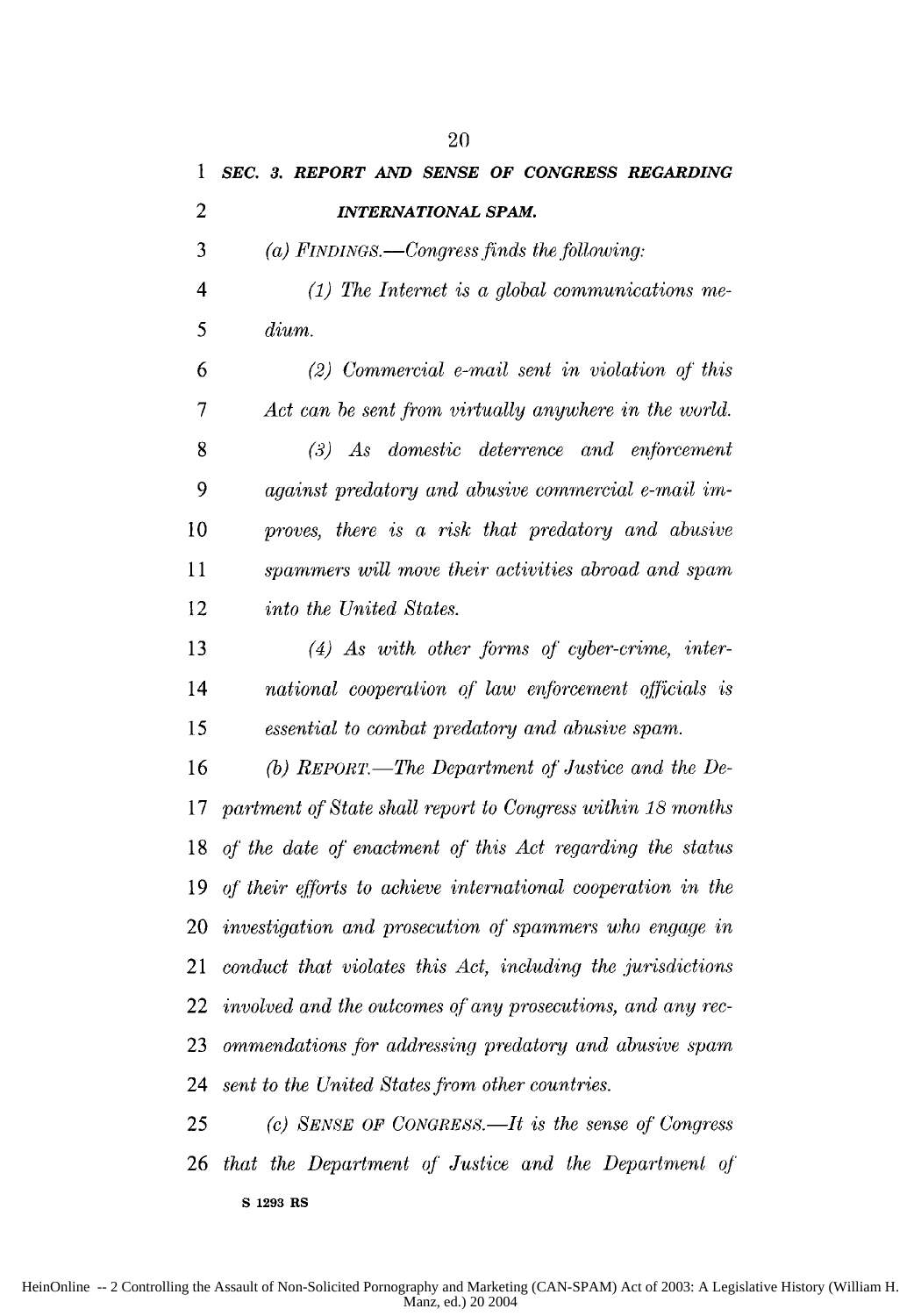***SEC. 3. REPORT AND SENSE OF CONGRESS REGARDING INTERNATIONAL SPAM.***

*(a) FINDINGS.—Congress finds the following:*

*(1) The Internet is a global communications medium.*

*(2) Commercial e-mail sent in violation of this Act can be sent from virtually anywhere in the world.*

*(3) As domestic deterrence and enforcement against predatory and abusive commercial e-mail improves, there is a risk that predatory and abusive spammers will move their activities abroad and spam into the United States.*

*(4) As with other forms of cyber-crime, international cooperation of law enforcement officials is essential to combat predatory and abusive spam.*

*(b) REPORT.—The Department of Justice and the Department of State shall report to Congress within 18 months of the date of enactment of this Act regarding the status of their efforts to achieve international cooperation in the investigation and prosecution of spammers who engage in conduct that violates this Act, including the jurisdictions involved and the outcomes of any prosecutions, and any recommendations for addressing predatory and abusive spam sent to the United States from other countries.*

*(c) SENSE OF CONGRESS.—It is the sense of Congress that the Department of Justice and the Department of*

**S 1293 RS**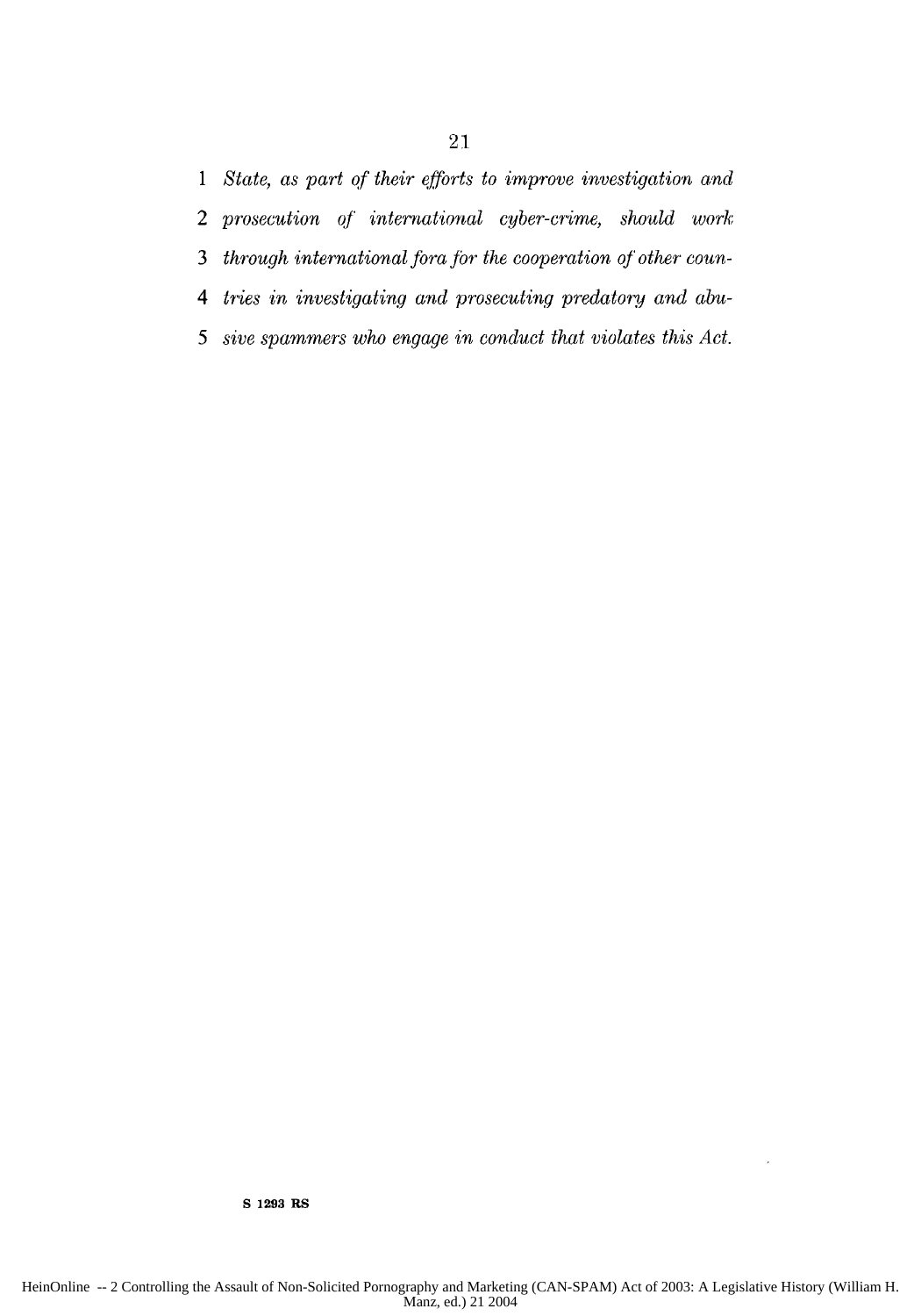*State, as part of their efforts to improve investigation and prosecution of international cyber-crime, should work through international fora for the cooperation of other countries in investigating and prosecuting predatory and abusive spammers who engage in conduct that violates this Act.*

**S 1293 RS**

HeinOnline -- 2 Controlling the Assault of Non-Solicited Pornography and Marketing (CAN-SPAM) Act of 2003: A Legislative History (William H. Manz, ed.) 21 2004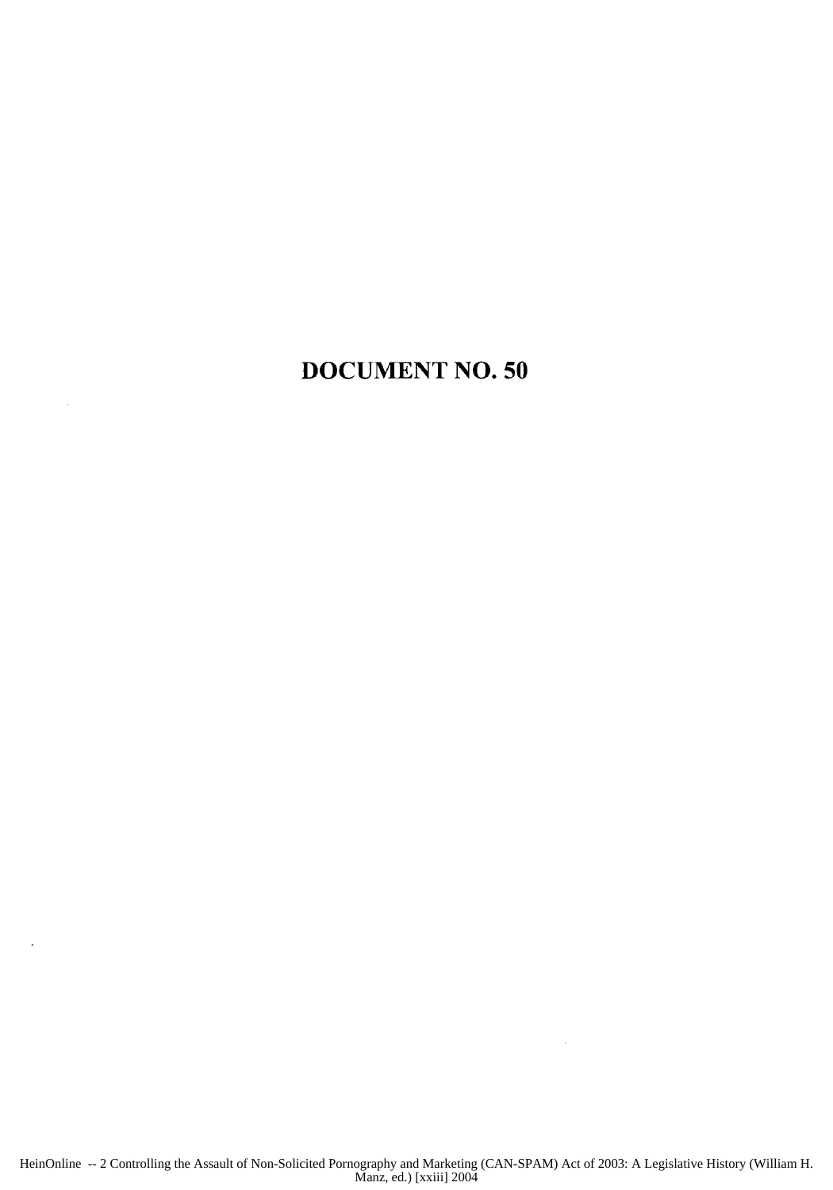# DOCUMENT NO. 50